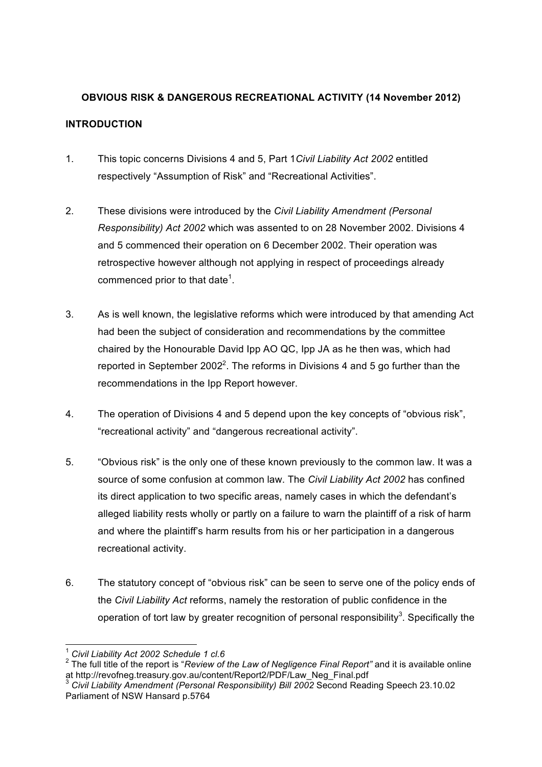**OBVIOUS RISK & DANGEROUS RECREATIONAL ACTIVITY (14 November 2012)**

**INTRODUCTION**

1. This topic concerns Divisions 4 and 5, Part 1*Civil Liability Act 2002* entitled respectively "Assumption of Risk" and "Recreational Activities".

2. These divisions were introduced by the *Civil Liability Amendment (Personal Responsibility) Act 2002* which was assented to on 28 November 2002. Divisions 4 and 5 commenced their operation on 6 December 2002. Their operation was retrospective however although not applying in respect of proceedings already commenced prior to that date[1].

3. As is well known, the legislative reforms which were introduced by that amending Act had been the subject of consideration and recommendations by the committee chaired by the Honourable David Ipp AO QC, Ipp JA as he then was, which had reported in September 2002[2]. The reforms in Divisions 4 and 5 go further than the recommendations in the Ipp Report however.

4. The operation of Divisions 4 and 5 depend upon the key concepts of "obvious risk", "recreational activity" and "dangerous recreational activity".

5. "Obvious risk" is the only one of these known previously to the common law. It was a source of some confusion at common law. The *Civil Liability Act 2002* has confined its direct application to two specific areas, namely cases in which the defendant's alleged liability rests wholly or partly on a failure to warn the plaintiff of a risk of harm and where the plaintiff's harm results from his or her participation in a dangerous recreational activity.

6. The statutory concept of "obvious risk" can be seen to serve one of the policy ends of the *Civil Liability Act* reforms, namely the restoration of public confidence in the operation of tort law by greater recognition of personal responsibility[3]. Specifically the

---

[1] *Civil Liability Act 2002 Schedule 1 cl.6*

[2] The full title of the report is "*Review of the Law of Negligence Final Report"* and it is available online at http://revofneg.treasury.gov.au/content/Report2/PDF/Law_Neg_Final.pdf

[3] *Civil Liability Amendment (Personal Responsibility) Bill 2002* Second Reading Speech 23.10.02 Parliament of NSW Hansard p.5764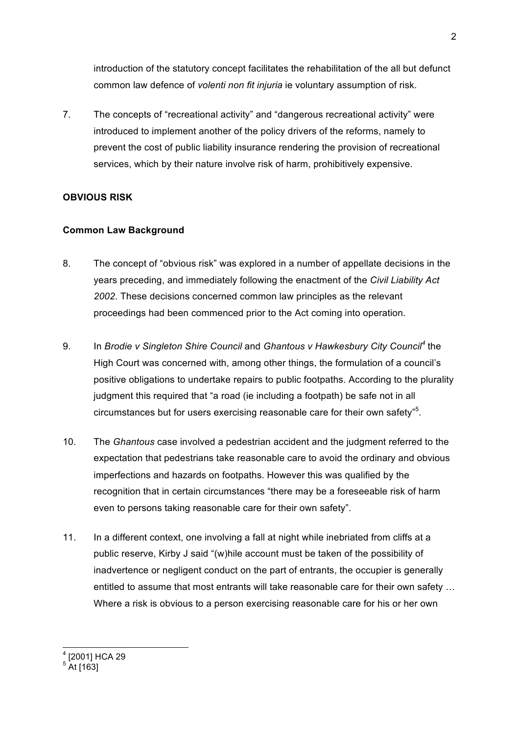introduction of the statutory concept facilitates the rehabilitation of the all but defunct common law defence of *volenti non fit injuria* ie voluntary assumption of risk.

7. The concepts of "recreational activity" and "dangerous recreational activity" were introduced to implement another of the policy drivers of the reforms, namely to prevent the cost of public liability insurance rendering the provision of recreational services, which by their nature involve risk of harm, prohibitively expensive.

## OBVIOUS RISK

### Common Law Background

8. The concept of "obvious risk" was explored in a number of appellate decisions in the years preceding, and immediately following the enactment of the *Civil Liability Act 2002*. These decisions concerned common law principles as the relevant proceedings had been commenced prior to the Act coming into operation.

9. In *Brodie v Singleton Shire Council* and *Ghantous v Hawkesbury City Council*[4] the High Court was concerned with, among other things, the formulation of a council's positive obligations to undertake repairs to public footpaths. According to the plurality judgment this required that "a road (ie including a footpath) be safe not in all circumstances but for users exercising reasonable care for their own safety"[5].

10. The *Ghantous* case involved a pedestrian accident and the judgment referred to the expectation that pedestrians take reasonable care to avoid the ordinary and obvious imperfections and hazards on footpaths. However this was qualified by the recognition that in certain circumstances "there may be a foreseeable risk of harm even to persons taking reasonable care for their own safety".

11. In a different context, one involving a fall at night while inebriated from cliffs at a public reserve, Kirby J said "(w)hile account must be taken of the possibility of inadvertence or negligent conduct on the part of entrants, the occupier is generally entitled to assume that most entrants will take reasonable care for their own safety … Where a risk is obvious to a person exercising reasonable care for his or her own

---

[4] [2001] HCA 29

[5] At [163]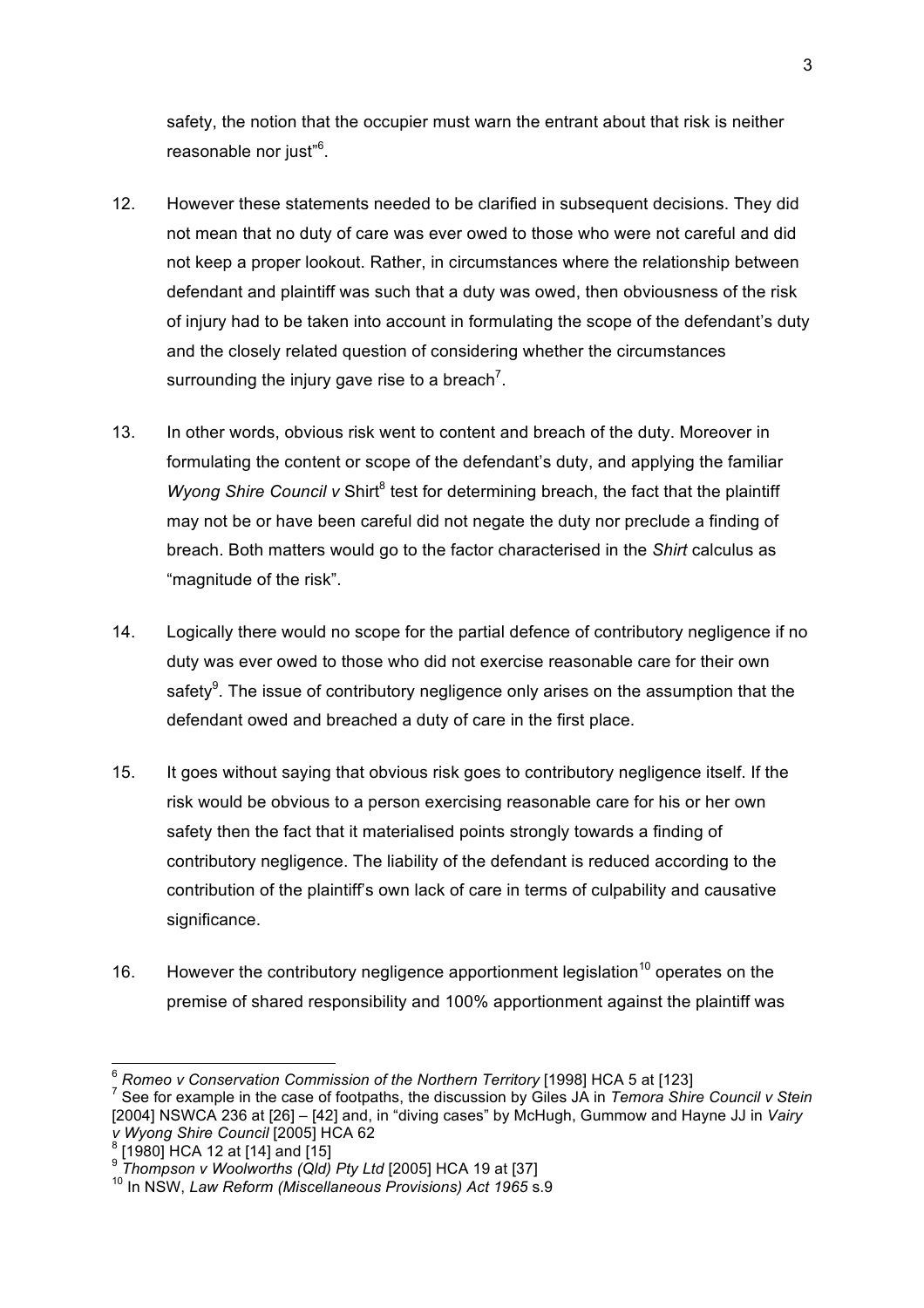safety, the notion that the occupier must warn the entrant about that risk is neither reasonable nor just"[6].

12. However these statements needed to be clarified in subsequent decisions. They did not mean that no duty of care was ever owed to those who were not careful and did not keep a proper lookout. Rather, in circumstances where the relationship between defendant and plaintiff was such that a duty was owed, then obviousness of the risk of injury had to be taken into account in formulating the scope of the defendant's duty and the closely related question of considering whether the circumstances surrounding the injury gave rise to a breach[7].

13. In other words, obvious risk went to content and breach of the duty. Moreover in formulating the content or scope of the defendant's duty, and applying the familiar *Wyong Shire Council v* Shirt[8] test for determining breach, the fact that the plaintiff may not be or have been careful did not negate the duty nor preclude a finding of breach. Both matters would go to the factor characterised in the *Shirt* calculus as "magnitude of the risk".

14. Logically there would no scope for the partial defence of contributory negligence if no duty was ever owed to those who did not exercise reasonable care for their own safety[9]. The issue of contributory negligence only arises on the assumption that the defendant owed and breached a duty of care in the first place.

15. It goes without saying that obvious risk goes to contributory negligence itself. If the risk would be obvious to a person exercising reasonable care for his or her own safety then the fact that it materialised points strongly towards a finding of contributory negligence. The liability of the defendant is reduced according to the contribution of the plaintiff's own lack of care in terms of culpability and causative significance.

16. However the contributory negligence apportionment legislation[10] operates on the premise of shared responsibility and 100% apportionment against the plaintiff was

---

[6] *Romeo v Conservation Commission of the Northern Territory* [1998] HCA 5 at [123]

[7] See for example in the case of footpaths, the discussion by Giles JA in *Temora Shire Council v Stein* [2004] NSWCA 236 at [26] – [42] and, in "diving cases" by McHugh, Gummow and Hayne JJ in *Vairy v Wyong Shire Council* [2005] HCA 62

[8] [1980] HCA 12 at [14] and [15]

[9] *Thompson v Woolworths (Qld) Pty Ltd* [2005] HCA 19 at [37]

[10] In NSW, *Law Reform (Miscellaneous Provisions) Act 1965* s.9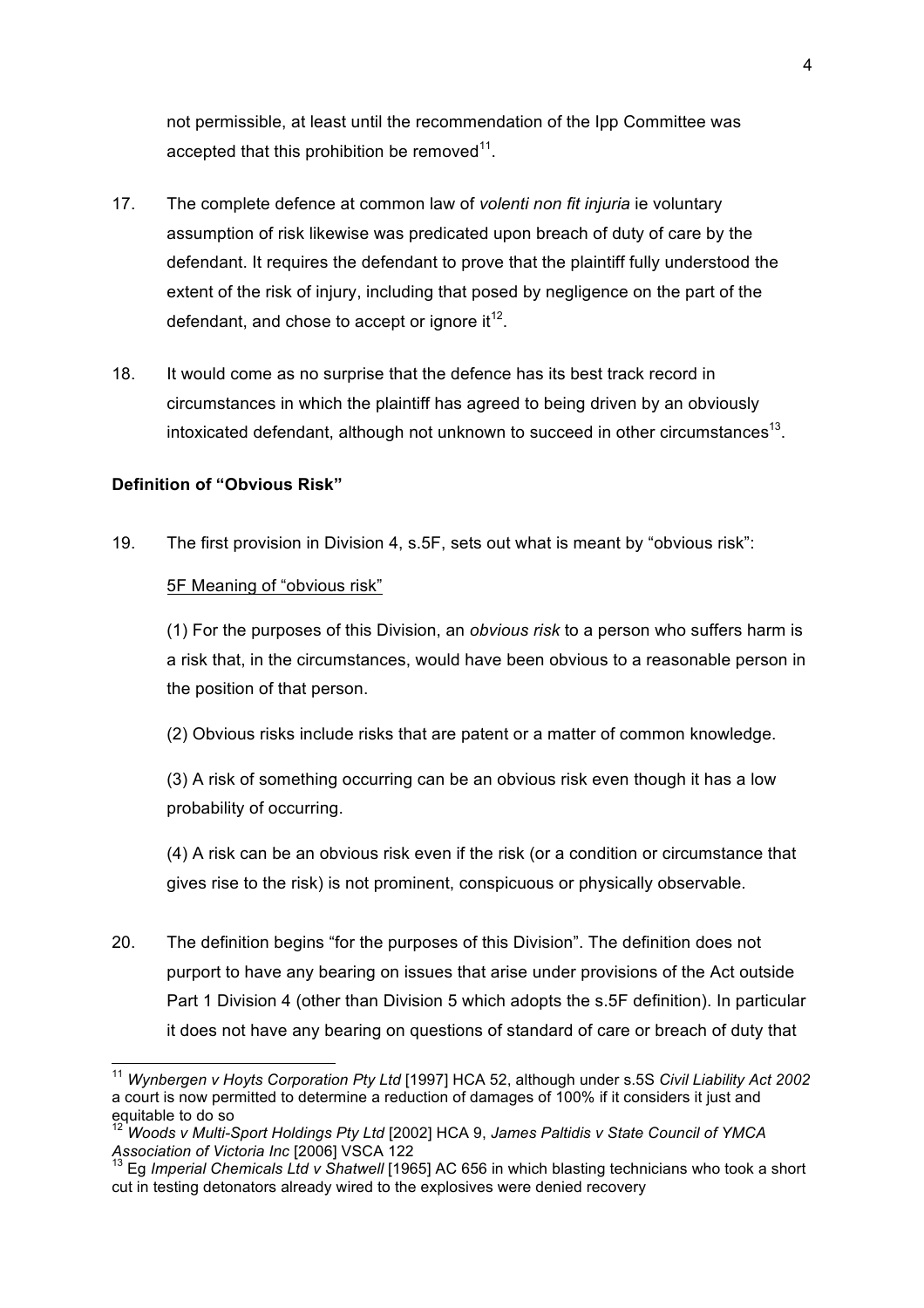not permissible, at least until the recommendation of the Ipp Committee was accepted that this prohibition be removed[11].

17. The complete defence at common law of *volenti non fit injuria* ie voluntary assumption of risk likewise was predicated upon breach of duty of care by the defendant. It requires the defendant to prove that the plaintiff fully understood the extent of the risk of injury, including that posed by negligence on the part of the defendant, and chose to accept or ignore it[12].

18. It would come as no surprise that the defence has its best track record in circumstances in which the plaintiff has agreed to being driven by an obviously intoxicated defendant, although not unknown to succeed in other circumstances[13].

**Definition of "Obvious Risk"**

19. The first provision in Division 4, s.5F, sets out what is meant by "obvious risk":

<u>5F Meaning of "obvious risk"</u>

(1) For the purposes of this Division, an *obvious risk* to a person who suffers harm is a risk that, in the circumstances, would have been obvious to a reasonable person in the position of that person.

(2) Obvious risks include risks that are patent or a matter of common knowledge.

(3) A risk of something occurring can be an obvious risk even though it has a low probability of occurring.

(4) A risk can be an obvious risk even if the risk (or a condition or circumstance that gives rise to the risk) is not prominent, conspicuous or physically observable.

20. The definition begins "for the purposes of this Division". The definition does not purport to have any bearing on issues that arise under provisions of the Act outside Part 1 Division 4 (other than Division 5 which adopts the s.5F definition). In particular it does not have any bearing on questions of standard of care or breach of duty that

---

[11] *Wynbergen v Hoyts Corporation Pty Ltd* [1997] HCA 52, although under s.5S *Civil Liability Act 2002* a court is now permitted to determine a reduction of damages of 100% if it considers it just and equitable to do so

[12] *Woods v Multi-Sport Holdings Pty Ltd* [2002] HCA 9, *James Paltidis v State Council of YMCA Association of Victoria Inc* [2006] VSCA 122

[13] Eg *Imperial Chemicals Ltd v Shatwell* [1965] AC 656 in which blasting technicians who took a short cut in testing detonators already wired to the explosives were denied recovery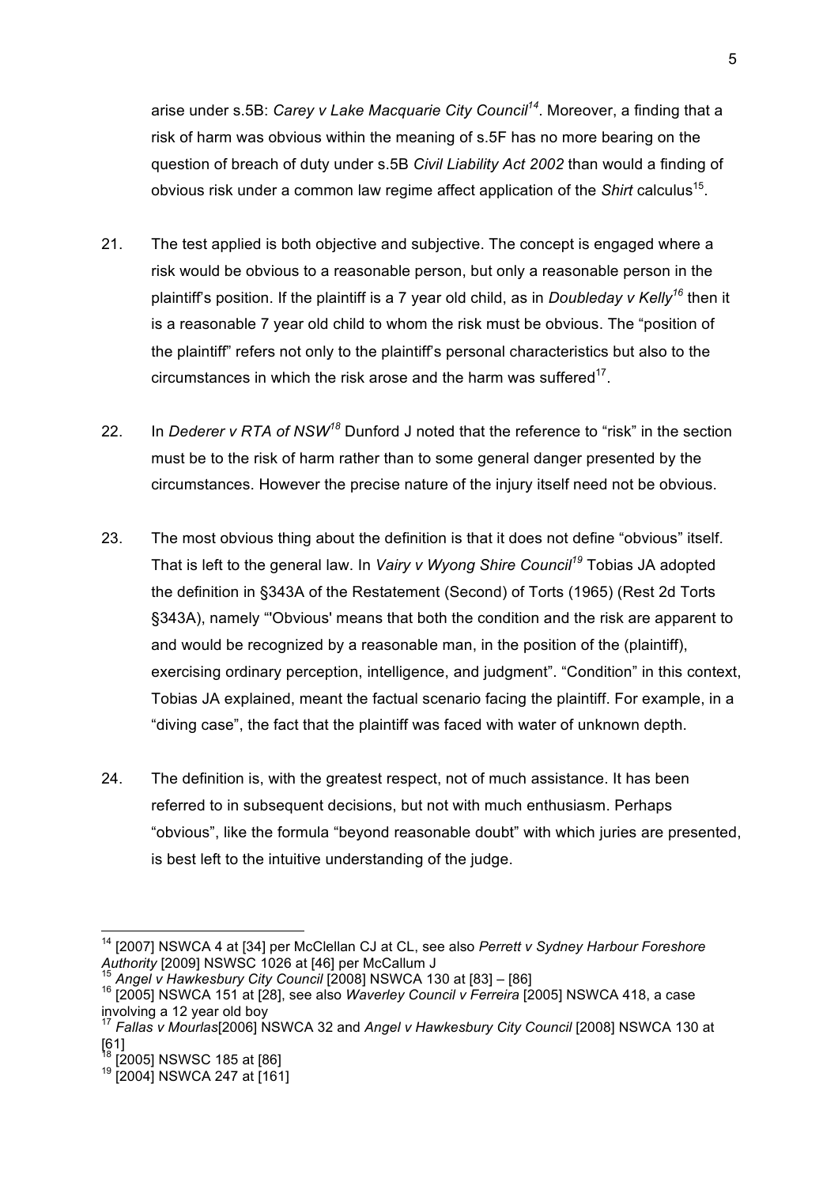arise under s.5B: *Carey v Lake Macquarie City Council*[14]. Moreover, a finding that a risk of harm was obvious within the meaning of s.5F has no more bearing on the question of breach of duty under s.5B *Civil Liability Act 2002* than would a finding of obvious risk under a common law regime affect application of the *Shirt* calculus[15].

21. The test applied is both objective and subjective. The concept is engaged where a risk would be obvious to a reasonable person, but only a reasonable person in the plaintiff's position. If the plaintiff is a 7 year old child, as in *Doubleday v Kelly*[16] then it is a reasonable 7 year old child to whom the risk must be obvious. The "position of the plaintiff" refers not only to the plaintiff's personal characteristics but also to the circumstances in which the risk arose and the harm was suffered[17].

22. In *Dederer v RTA of NSW*[18] Dunford J noted that the reference to "risk" in the section must be to the risk of harm rather than to some general danger presented by the circumstances. However the precise nature of the injury itself need not be obvious.

23. The most obvious thing about the definition is that it does not define "obvious" itself. That is left to the general law. In *Vairy v Wyong Shire Council*[19] Tobias JA adopted the definition in §343A of the Restatement (Second) of Torts (1965) (Rest 2d Torts §343A), namely "'Obvious' means that both the condition and the risk are apparent to and would be recognized by a reasonable man, in the position of the (plaintiff), exercising ordinary perception, intelligence, and judgment". "Condition" in this context, Tobias JA explained, meant the factual scenario facing the plaintiff. For example, in a "diving case", the fact that the plaintiff was faced with water of unknown depth.

24. The definition is, with the greatest respect, not of much assistance. It has been referred to in subsequent decisions, but not with much enthusiasm. Perhaps "obvious", like the formula "beyond reasonable doubt" with which juries are presented, is best left to the intuitive understanding of the judge.

---

[14] [2007] NSWCA 4 at [34] per McClellan CJ at CL, see also *Perrett v Sydney Harbour Foreshore Authority* [2009] NSWSC 1026 at [46] per McCallum J

[15] *Angel v Hawkesbury City Council* [2008] NSWCA 130 at [83] – [86]

[16] [2005] NSWCA 151 at [28], see also *Waverley Council v Ferreira* [2005] NSWCA 418, a case involving a 12 year old boy

[17] *Fallas v Mourlas*[2006] NSWCA 32 and *Angel v Hawkesbury City Council* [2008] NSWCA 130 at [61]

[18] [2005] NSWSC 185 at [86]

[19] [2004] NSWCA 247 at [161]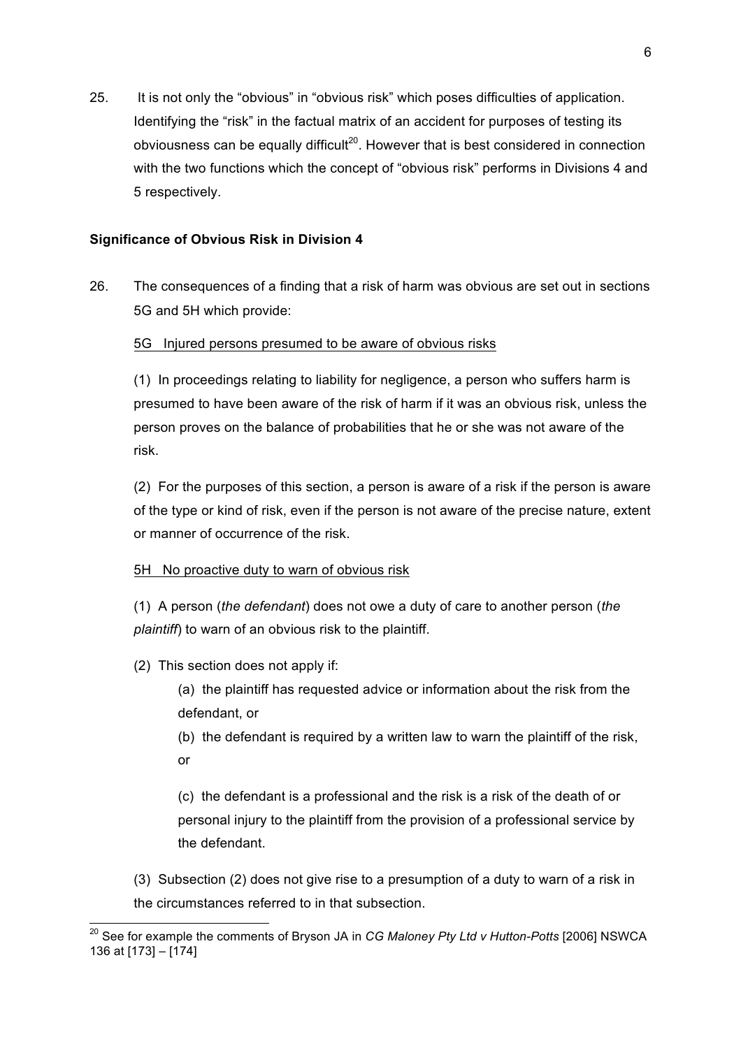25. It is not only the "obvious" in "obvious risk" which poses difficulties of application. Identifying the "risk" in the factual matrix of an accident for purposes of testing its obviousness can be equally difficult[20]. However that is best considered in connection with the two functions which the concept of "obvious risk" performs in Divisions 4 and 5 respectively.

**Significance of Obvious Risk in Division 4**

26. The consequences of a finding that a risk of harm was obvious are set out in sections 5G and 5H which provide:

<u>5G Injured persons presumed to be aware of obvious risks</u>

(1) In proceedings relating to liability for negligence, a person who suffers harm is presumed to have been aware of the risk of harm if it was an obvious risk, unless the person proves on the balance of probabilities that he or she was not aware of the risk.

(2) For the purposes of this section, a person is aware of a risk if the person is aware of the type or kind of risk, even if the person is not aware of the precise nature, extent or manner of occurrence of the risk.

<u>5H No proactive duty to warn of obvious risk</u>

(1) A person (*the defendant*) does not owe a duty of care to another person (*the plaintiff*) to warn of an obvious risk to the plaintiff.

(2) This section does not apply if:

(a) the plaintiff has requested advice or information about the risk from the defendant, or

(b) the defendant is required by a written law to warn the plaintiff of the risk, or

(c) the defendant is a professional and the risk is a risk of the death of or personal injury to the plaintiff from the provision of a professional service by the defendant.

(3) Subsection (2) does not give rise to a presumption of a duty to warn of a risk in the circumstances referred to in that subsection.

---

[20] See for example the comments of Bryson JA in *CG Maloney Pty Ltd v Hutton-Potts* [2006] NSWCA 136 at [173] – [174]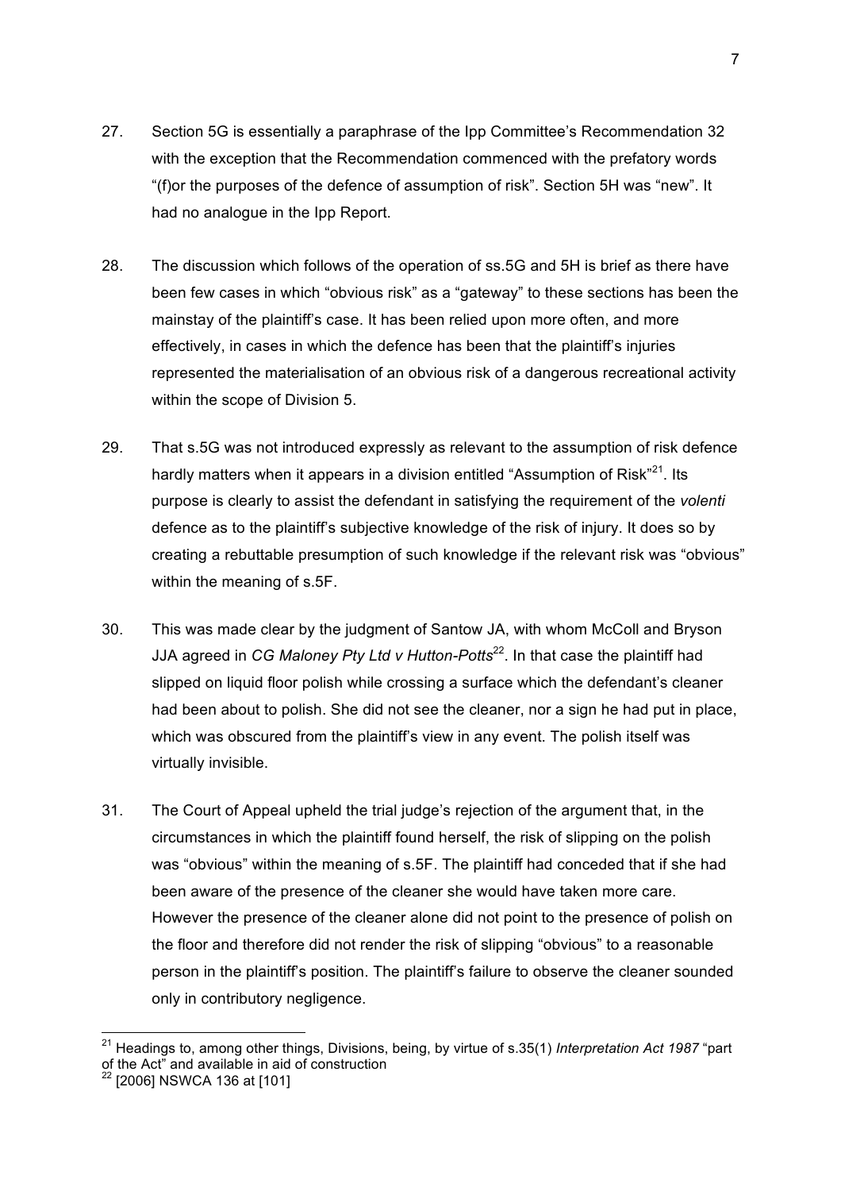27. Section 5G is essentially a paraphrase of the Ipp Committee's Recommendation 32 with the exception that the Recommendation commenced with the prefatory words "(f)or the purposes of the defence of assumption of risk". Section 5H was "new". It had no analogue in the Ipp Report.

28. The discussion which follows of the operation of ss.5G and 5H is brief as there have been few cases in which "obvious risk" as a "gateway" to these sections has been the mainstay of the plaintiff's case. It has been relied upon more often, and more effectively, in cases in which the defence has been that the plaintiff's injuries represented the materialisation of an obvious risk of a dangerous recreational activity within the scope of Division 5.

29. That s.5G was not introduced expressly as relevant to the assumption of risk defence hardly matters when it appears in a division entitled "Assumption of Risk"[21]. Its purpose is clearly to assist the defendant in satisfying the requirement of the *volenti* defence as to the plaintiff's subjective knowledge of the risk of injury. It does so by creating a rebuttable presumption of such knowledge if the relevant risk was "obvious" within the meaning of s.5F.

30. This was made clear by the judgment of Santow JA, with whom McColl and Bryson JJA agreed in *CG Maloney Pty Ltd v Hutton-Potts*[22]. In that case the plaintiff had slipped on liquid floor polish while crossing a surface which the defendant's cleaner had been about to polish. She did not see the cleaner, nor a sign he had put in place, which was obscured from the plaintiff's view in any event. The polish itself was virtually invisible.

31. The Court of Appeal upheld the trial judge's rejection of the argument that, in the circumstances in which the plaintiff found herself, the risk of slipping on the polish was "obvious" within the meaning of s.5F. The plaintiff had conceded that if she had been aware of the presence of the cleaner she would have taken more care. However the presence of the cleaner alone did not point to the presence of polish on the floor and therefore did not render the risk of slipping "obvious" to a reasonable person in the plaintiff's position. The plaintiff's failure to observe the cleaner sounded only in contributory negligence.

---

[21] Headings to, among other things, Divisions, being, by virtue of s.35(1) *Interpretation Act 1987* "part of the Act" and available in aid of construction

[22] [2006] NSWCA 136 at [101]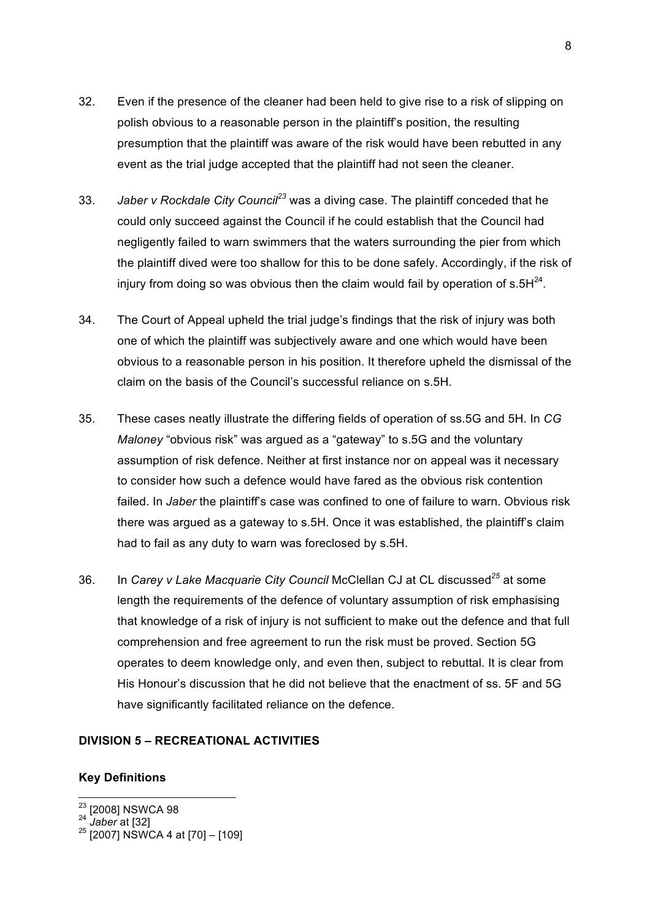32. Even if the presence of the cleaner had been held to give rise to a risk of slipping on polish obvious to a reasonable person in the plaintiff's position, the resulting presumption that the plaintiff was aware of the risk would have been rebutted in any event as the trial judge accepted that the plaintiff had not seen the cleaner.

33. *Jaber v Rockdale City Council*[23] was a diving case. The plaintiff conceded that he could only succeed against the Council if he could establish that the Council had negligently failed to warn swimmers that the waters surrounding the pier from which the plaintiff dived were too shallow for this to be done safely. Accordingly, if the risk of injury from doing so was obvious then the claim would fail by operation of s.5H[24].

34. The Court of Appeal upheld the trial judge's findings that the risk of injury was both one of which the plaintiff was subjectively aware and one which would have been obvious to a reasonable person in his position. It therefore upheld the dismissal of the claim on the basis of the Council's successful reliance on s.5H.

35. These cases neatly illustrate the differing fields of operation of ss.5G and 5H. In *CG Maloney* "obvious risk" was argued as a "gateway" to s.5G and the voluntary assumption of risk defence. Neither at first instance nor on appeal was it necessary to consider how such a defence would have fared as the obvious risk contention failed. In *Jaber* the plaintiff's case was confined to one of failure to warn. Obvious risk there was argued as a gateway to s.5H. Once it was established, the plaintiff's claim had to fail as any duty to warn was foreclosed by s.5H.

36. In *Carey v Lake Macquarie City Council* McClellan CJ at CL discussed[25] at some length the requirements of the defence of voluntary assumption of risk emphasising that knowledge of a risk of injury is not sufficient to make out the defence and that full comprehension and free agreement to run the risk must be proved. Section 5G operates to deem knowledge only, and even then, subject to rebuttal. It is clear from His Honour's discussion that he did not believe that the enactment of ss. 5F and 5G have significantly facilitated reliance on the defence.

## DIVISION 5 – RECREATIONAL ACTIVITIES

### Key Definitions

---

[23] [2008] NSWCA 98

[24] *Jaber* at [32]

[25] [2007] NSWCA 4 at [70] – [109]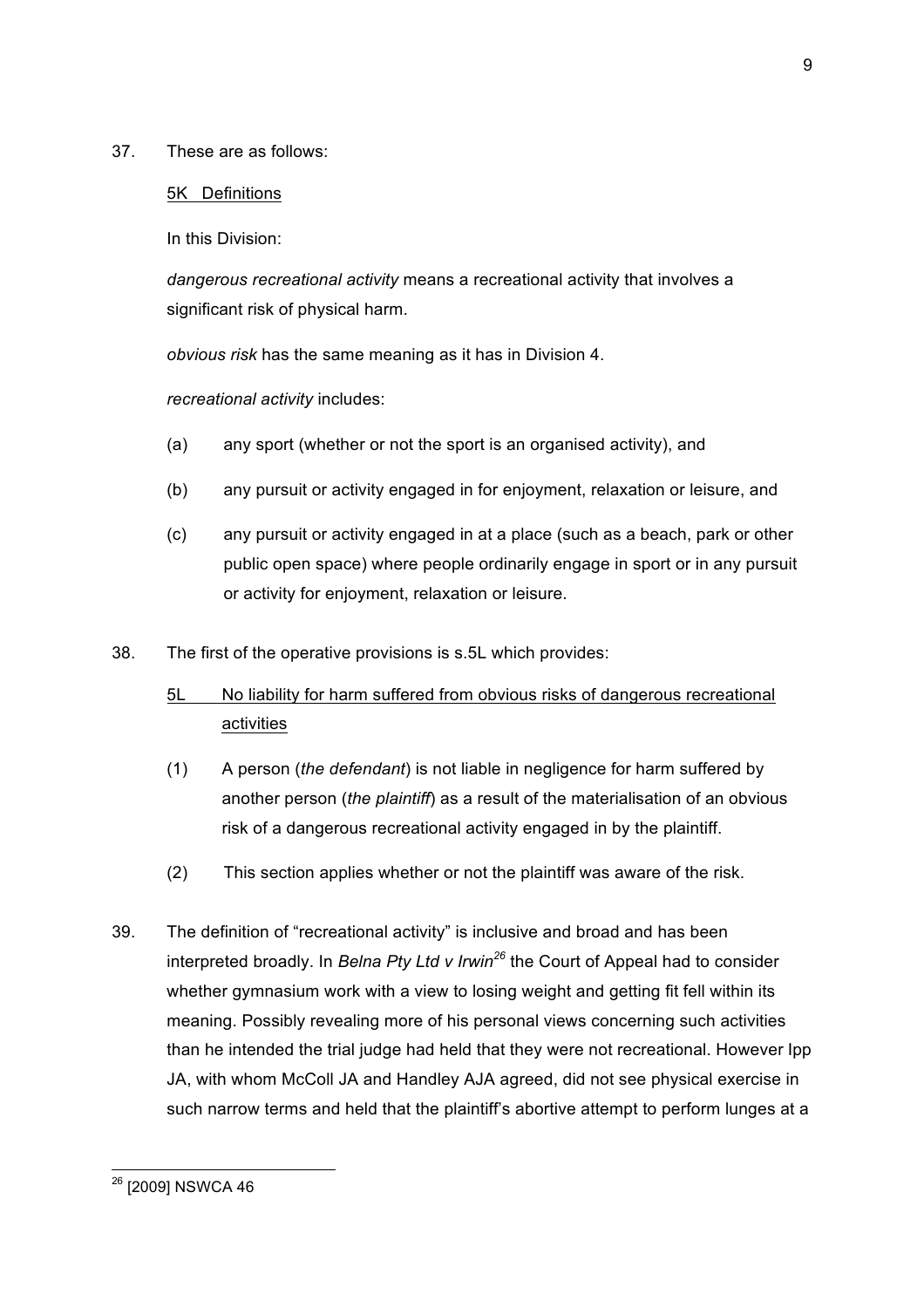37. These are as follows:

5K Definitions

In this Division:

*dangerous recreational activity* means a recreational activity that involves a significant risk of physical harm.

*obvious risk* has the same meaning as it has in Division 4.

*recreational activity* includes:

(a) any sport (whether or not the sport is an organised activity), and

(b) any pursuit or activity engaged in for enjoyment, relaxation or leisure, and

(c) any pursuit or activity engaged in at a place (such as a beach, park or other public open space) where people ordinarily engage in sport or in any pursuit or activity for enjoyment, relaxation or leisure.

38. The first of the operative provisions is s.5L which provides:

5L No liability for harm suffered from obvious risks of dangerous recreational activities

(1) A person (*the defendant*) is not liable in negligence for harm suffered by another person (*the plaintiff*) as a result of the materialisation of an obvious risk of a dangerous recreational activity engaged in by the plaintiff.

(2) This section applies whether or not the plaintiff was aware of the risk.

39. The definition of "recreational activity" is inclusive and broad and has been interpreted broadly. In *Belna Pty Ltd v Irwin*[26] the Court of Appeal had to consider whether gymnasium work with a view to losing weight and getting fit fell within its meaning. Possibly revealing more of his personal views concerning such activities than he intended the trial judge had held that they were not recreational. However Ipp JA, with whom McColl JA and Handley AJA agreed, did not see physical exercise in such narrow terms and held that the plaintiff's abortive attempt to perform lunges at a

[26] [2009] NSWCA 46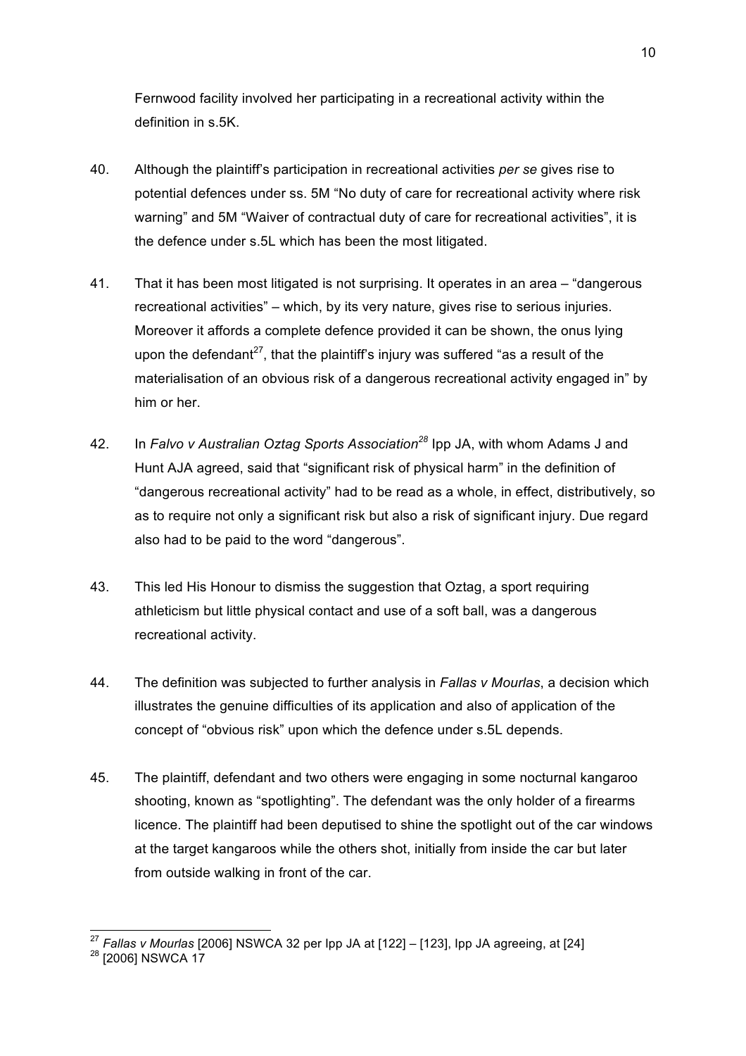Fernwood facility involved her participating in a recreational activity within the definition in s.5K.

40. Although the plaintiff's participation in recreational activities *per se* gives rise to potential defences under ss. 5M "No duty of care for recreational activity where risk warning" and 5M "Waiver of contractual duty of care for recreational activities", it is the defence under s.5L which has been the most litigated.

41. That it has been most litigated is not surprising. It operates in an area – "dangerous recreational activities" – which, by its very nature, gives rise to serious injuries. Moreover it affords a complete defence provided it can be shown, the onus lying upon the defendant[27], that the plaintiff's injury was suffered "as a result of the materialisation of an obvious risk of a dangerous recreational activity engaged in" by him or her.

42. In *Falvo v Australian Oztag Sports Association*[28] Ipp JA, with whom Adams J and Hunt AJA agreed, said that "significant risk of physical harm" in the definition of "dangerous recreational activity" had to be read as a whole, in effect, distributively, so as to require not only a significant risk but also a risk of significant injury. Due regard also had to be paid to the word "dangerous".

43. This led His Honour to dismiss the suggestion that Oztag, a sport requiring athleticism but little physical contact and use of a soft ball, was a dangerous recreational activity.

44. The definition was subjected to further analysis in *Fallas v Mourlas*, a decision which illustrates the genuine difficulties of its application and also of application of the concept of "obvious risk" upon which the defence under s.5L depends.

45. The plaintiff, defendant and two others were engaging in some nocturnal kangaroo shooting, known as "spotlighting". The defendant was the only holder of a firearms licence. The plaintiff had been deputised to shine the spotlight out of the car windows at the target kangaroos while the others shot, initially from inside the car but later from outside walking in front of the car.

---

[27] *Fallas v Mourlas* [2006] NSWCA 32 per Ipp JA at [122] – [123], Ipp JA agreeing, at [24]

[28] [2006] NSWCA 17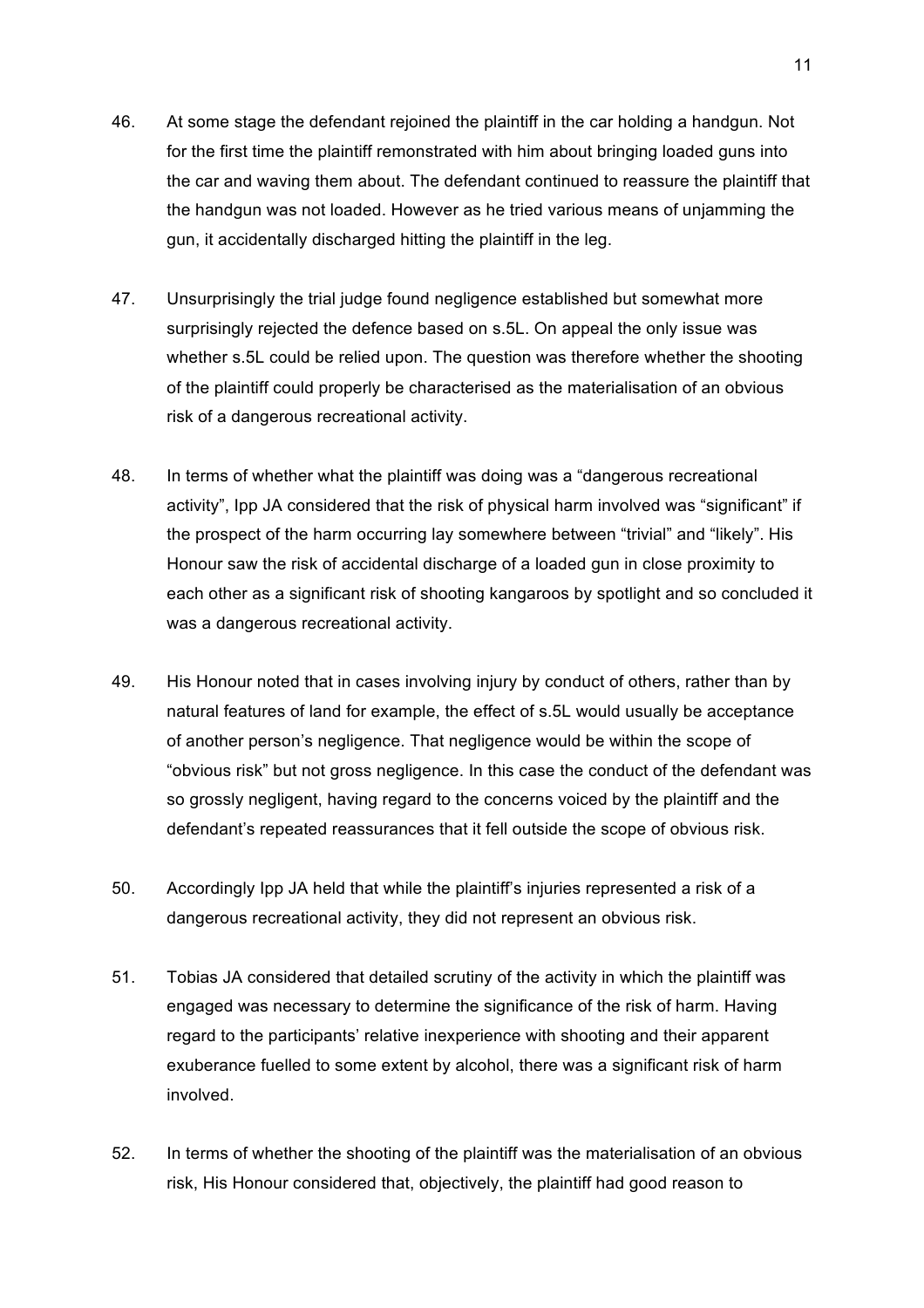46. At some stage the defendant rejoined the plaintiff in the car holding a handgun. Not for the first time the plaintiff remonstrated with him about bringing loaded guns into the car and waving them about. The defendant continued to reassure the plaintiff that the handgun was not loaded. However as he tried various means of unjamming the gun, it accidentally discharged hitting the plaintiff in the leg.

47. Unsurprisingly the trial judge found negligence established but somewhat more surprisingly rejected the defence based on s.5L. On appeal the only issue was whether s.5L could be relied upon. The question was therefore whether the shooting of the plaintiff could properly be characterised as the materialisation of an obvious risk of a dangerous recreational activity.

48. In terms of whether what the plaintiff was doing was a "dangerous recreational activity", Ipp JA considered that the risk of physical harm involved was "significant" if the prospect of the harm occurring lay somewhere between "trivial" and "likely". His Honour saw the risk of accidental discharge of a loaded gun in close proximity to each other as a significant risk of shooting kangaroos by spotlight and so concluded it was a dangerous recreational activity.

49. His Honour noted that in cases involving injury by conduct of others, rather than by natural features of land for example, the effect of s.5L would usually be acceptance of another person's negligence. That negligence would be within the scope of "obvious risk" but not gross negligence. In this case the conduct of the defendant was so grossly negligent, having regard to the concerns voiced by the plaintiff and the defendant's repeated reassurances that it fell outside the scope of obvious risk.

50. Accordingly Ipp JA held that while the plaintiff's injuries represented a risk of a dangerous recreational activity, they did not represent an obvious risk.

51. Tobias JA considered that detailed scrutiny of the activity in which the plaintiff was engaged was necessary to determine the significance of the risk of harm. Having regard to the participants' relative inexperience with shooting and their apparent exuberance fuelled to some extent by alcohol, there was a significant risk of harm involved.

52. In terms of whether the shooting of the plaintiff was the materialisation of an obvious risk, His Honour considered that, objectively, the plaintiff had good reason to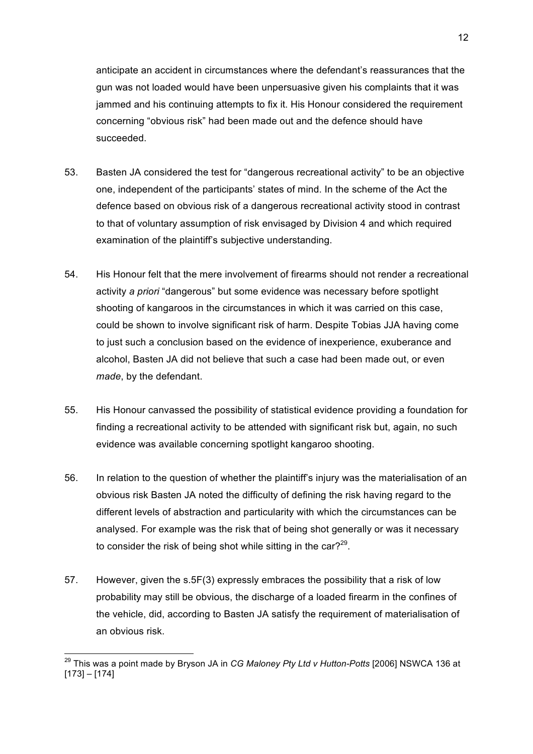anticipate an accident in circumstances where the defendant's reassurances that the gun was not loaded would have been unpersuasive given his complaints that it was jammed and his continuing attempts to fix it. His Honour considered the requirement concerning "obvious risk" had been made out and the defence should have succeeded.

53. Basten JA considered the test for "dangerous recreational activity" to be an objective one, independent of the participants' states of mind. In the scheme of the Act the defence based on obvious risk of a dangerous recreational activity stood in contrast to that of voluntary assumption of risk envisaged by Division 4 and which required examination of the plaintiff's subjective understanding.

54. His Honour felt that the mere involvement of firearms should not render a recreational activity *a priori* "dangerous" but some evidence was necessary before spotlight shooting of kangaroos in the circumstances in which it was carried on this case, could be shown to involve significant risk of harm. Despite Tobias JJA having come to just such a conclusion based on the evidence of inexperience, exuberance and alcohol, Basten JA did not believe that such a case had been made out, or even *made*, by the defendant.

55. His Honour canvassed the possibility of statistical evidence providing a foundation for finding a recreational activity to be attended with significant risk but, again, no such evidence was available concerning spotlight kangaroo shooting.

56. In relation to the question of whether the plaintiff's injury was the materialisation of an obvious risk Basten JA noted the difficulty of defining the risk having regard to the different levels of abstraction and particularity with which the circumstances can be analysed. For example was the risk that of being shot generally or was it necessary to consider the risk of being shot while sitting in the car?[29].

57. However, given the s.5F(3) expressly embraces the possibility that a risk of low probability may still be obvious, the discharge of a loaded firearm in the confines of the vehicle, did, according to Basten JA satisfy the requirement of materialisation of an obvious risk.

---

[29] This was a point made by Bryson JA in *CG Maloney Pty Ltd v Hutton-Potts* [2006] NSWCA 136 at [173] – [174]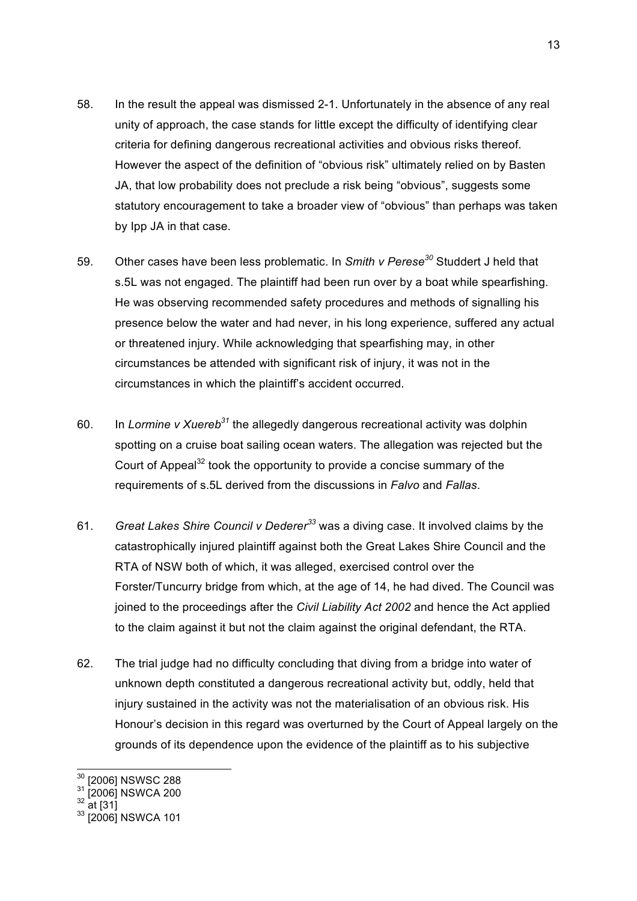58. In the result the appeal was dismissed 2-1. Unfortunately in the absence of any real unity of approach, the case stands for little except the difficulty of identifying clear criteria for defining dangerous recreational activities and obvious risks thereof. However the aspect of the definition of "obvious risk" ultimately relied on by Basten JA, that low probability does not preclude a risk being "obvious", suggests some statutory encouragement to take a broader view of "obvious" than perhaps was taken by Ipp JA in that case.

59. Other cases have been less problematic. In *Smith v Perese*[30] Studdert J held that s.5L was not engaged. The plaintiff had been run over by a boat while spearfishing. He was observing recommended safety procedures and methods of signalling his presence below the water and had never, in his long experience, suffered any actual or threatened injury. While acknowledging that spearfishing may, in other circumstances be attended with significant risk of injury, it was not in the circumstances in which the plaintiff's accident occurred.

60. In *Lormine v Xuereb*[31] the allegedly dangerous recreational activity was dolphin spotting on a cruise boat sailing ocean waters. The allegation was rejected but the Court of Appeal[32] took the opportunity to provide a concise summary of the requirements of s.5L derived from the discussions in *Falvo* and *Fallas*.

61. *Great Lakes Shire Council v Dederer*[33] was a diving case. It involved claims by the catastrophically injured plaintiff against both the Great Lakes Shire Council and the RTA of NSW both of which, it was alleged, exercised control over the Forster/Tuncurry bridge from which, at the age of 14, he had dived. The Council was joined to the proceedings after the *Civil Liability Act 2002* and hence the Act applied to the claim against it but not the claim against the original defendant, the RTA.

62. The trial judge had no difficulty concluding that diving from a bridge into water of unknown depth constituted a dangerous recreational activity but, oddly, held that injury sustained in the activity was not the materialisation of an obvious risk. His Honour's decision in this regard was overturned by the Court of Appeal largely on the grounds of its dependence upon the evidence of the plaintiff as to his subjective

---

[30] [2006] NSWSC 288
[31] [2006] NSWCA 200
[32] at [31]
[33] [2006] NSWCA 101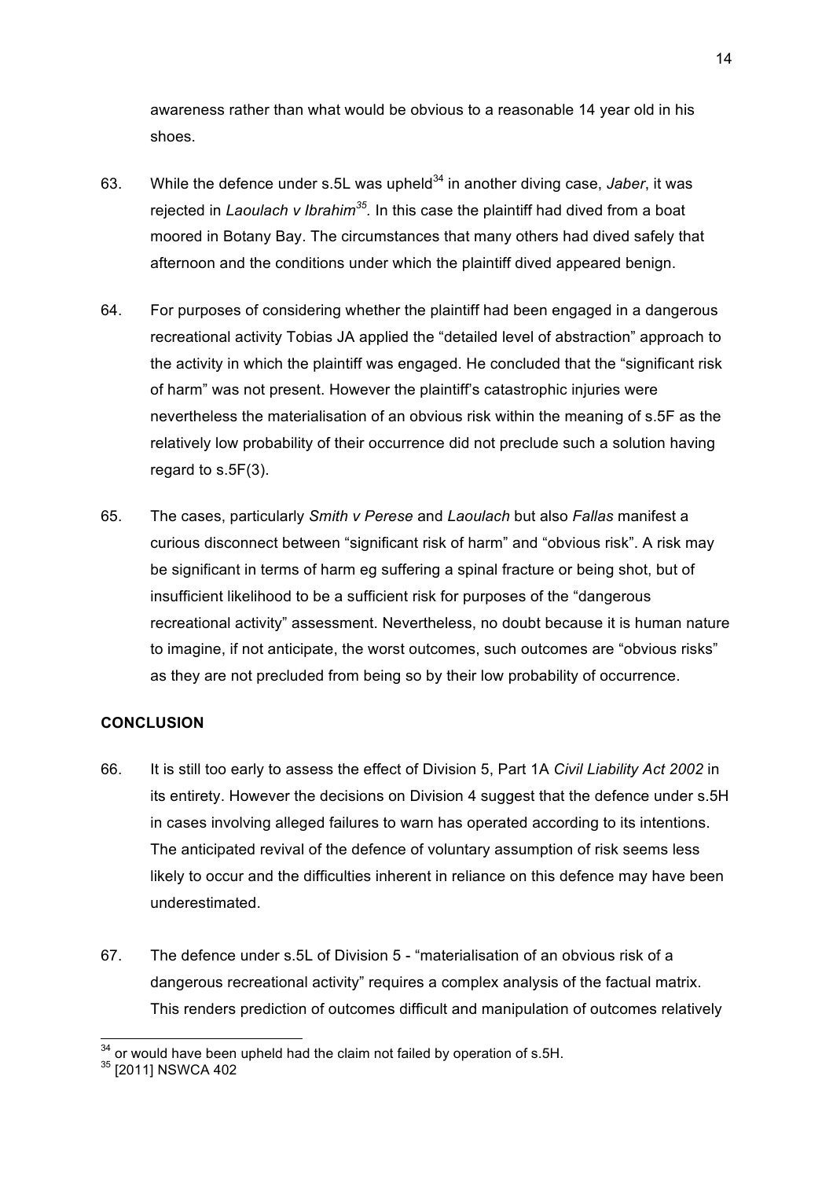awareness rather than what would be obvious to a reasonable 14 year old in his shoes.

63. While the defence under s.5L was upheld[34] in another diving case, *Jaber*, it was rejected in *Laoulach v Ibrahim*[35]. In this case the plaintiff had dived from a boat moored in Botany Bay. The circumstances that many others had dived safely that afternoon and the conditions under which the plaintiff dived appeared benign.

64. For purposes of considering whether the plaintiff had been engaged in a dangerous recreational activity Tobias JA applied the "detailed level of abstraction" approach to the activity in which the plaintiff was engaged. He concluded that the "significant risk of harm" was not present. However the plaintiff's catastrophic injuries were nevertheless the materialisation of an obvious risk within the meaning of s.5F as the relatively low probability of their occurrence did not preclude such a solution having regard to s.5F(3).

65. The cases, particularly *Smith v Perese* and *Laoulach* but also *Fallas* manifest a curious disconnect between "significant risk of harm" and "obvious risk". A risk may be significant in terms of harm eg suffering a spinal fracture or being shot, but of insufficient likelihood to be a sufficient risk for purposes of the "dangerous recreational activity" assessment. Nevertheless, no doubt because it is human nature to imagine, if not anticipate, the worst outcomes, such outcomes are "obvious risks" as they are not precluded from being so by their low probability of occurrence.

## CONCLUSION

66. It is still too early to assess the effect of Division 5, Part 1A *Civil Liability Act 2002* in its entirety. However the decisions on Division 4 suggest that the defence under s.5H in cases involving alleged failures to warn has operated according to its intentions. The anticipated revival of the defence of voluntary assumption of risk seems less likely to occur and the difficulties inherent in reliance on this defence may have been underestimated.

67. The defence under s.5L of Division 5 - "materialisation of an obvious risk of a dangerous recreational activity" requires a complex analysis of the factual matrix. This renders prediction of outcomes difficult and manipulation of outcomes relatively

---

[34] or would have been upheld had the claim not failed by operation of s.5H.

[35] [2011] NSWCA 402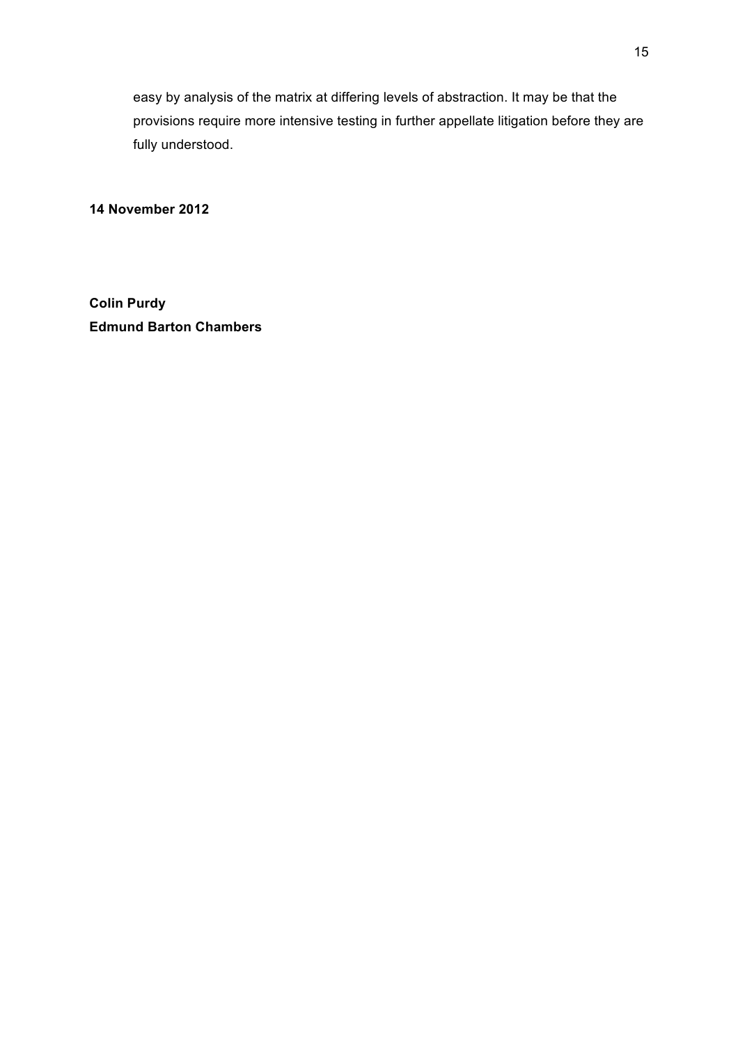easy by analysis of the matrix at differing levels of abstraction. It may be that the provisions require more intensive testing in further appellate litigation before they are fully understood.

**14 November 2012**

**Colin Purdy**
**Edmund Barton Chambers**